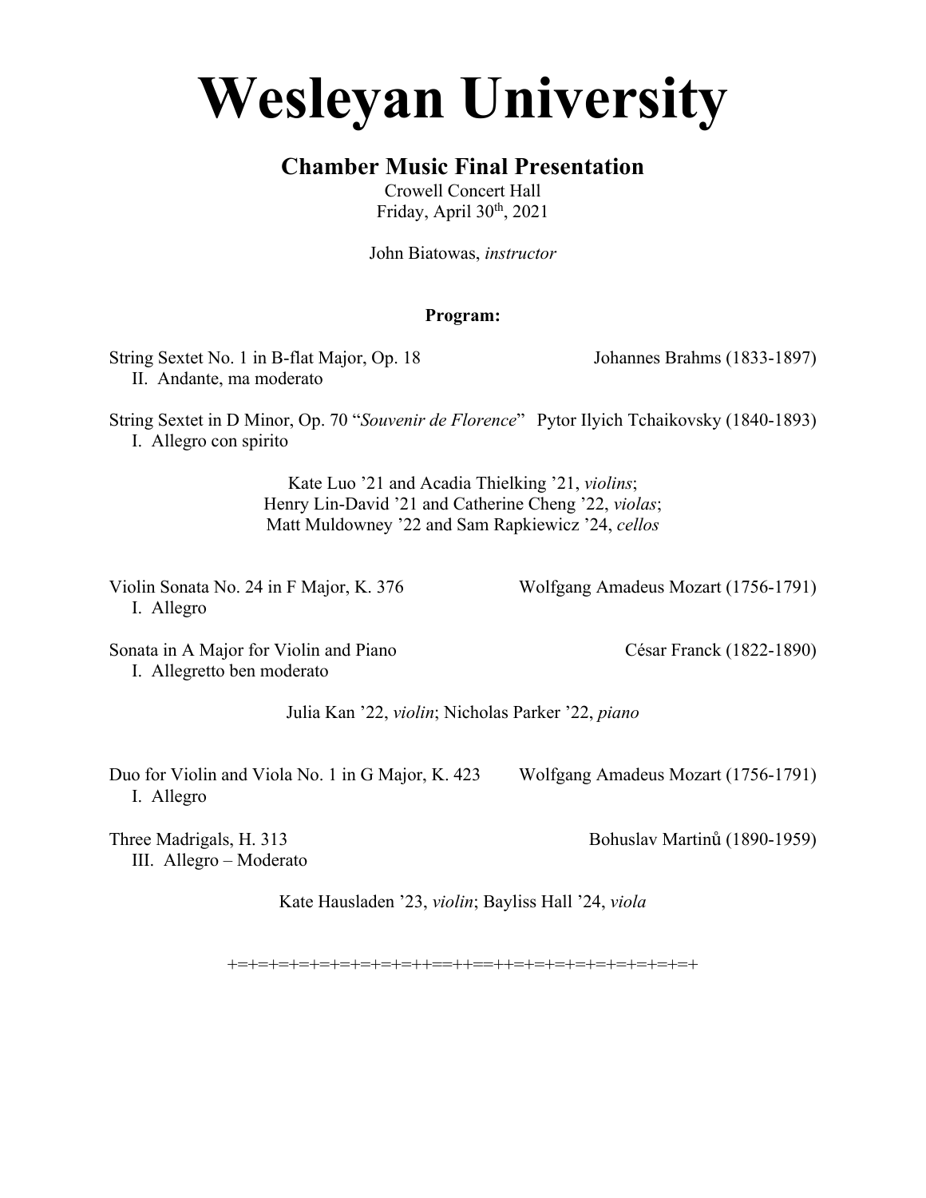# Wesleyan University

## Chamber Music Final Presentation

Crowell Concert Hall
Friday, April 30th, 2021

John Biatowas, *instructor*

**Program:**

String Sextet No. 1 in B-flat Major, Op. 18 — Johannes Brahms (1833-1897)
II. Andante, ma moderato

String Sextet in D Minor, Op. 70 "*Souvenir de Florence*" — Pytor Ilyich Tchaikovsky (1840-1893)
I. Allegro con spirito

Kate Luo '21 and Acadia Thielking '21, *violins*;
Henry Lin-David '21 and Catherine Cheng '22, *violas*;
Matt Muldowney '22 and Sam Rapkiewicz '24, *cellos*

Violin Sonata No. 24 in F Major, K. 376 — Wolfgang Amadeus Mozart (1756-1791)
I. Allegro

Sonata in A Major for Violin and Piano — César Franck (1822-1890)
I. Allegretto ben moderato

Julia Kan '22, *violin*; Nicholas Parker '22, *piano*

Duo for Violin and Viola No. 1 in G Major, K. 423 — Wolfgang Amadeus Mozart (1756-1791)
I. Allegro

Three Madrigals, H. 313 — Bohuslav Martinů (1890-1959)
III. Allegro – Moderato

Kate Hausladen '23, *violin*; Bayliss Hall '24, *viola*

+=+=+=+=+=+=+=+=+=+=++==++==++=+=+=+=+=+=+=+=+=+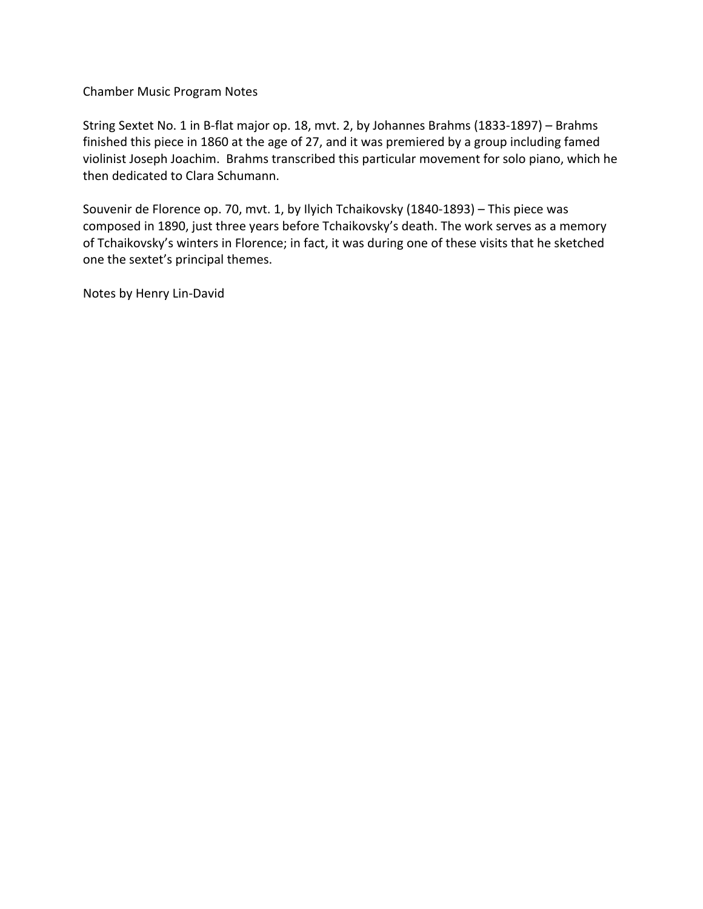Chamber Music Program Notes

String Sextet No. 1 in B-flat major op. 18, mvt. 2, by Johannes Brahms (1833-1897) – Brahms finished this piece in 1860 at the age of 27, and it was premiered by a group including famed violinist Joseph Joachim. Brahms transcribed this particular movement for solo piano, which he then dedicated to Clara Schumann.

Souvenir de Florence op. 70, mvt. 1, by Ilyich Tchaikovsky (1840-1893) – This piece was composed in 1890, just three years before Tchaikovsky's death. The work serves as a memory of Tchaikovsky's winters in Florence; in fact, it was during one of these visits that he sketched one the sextet's principal themes.

Notes by Henry Lin-David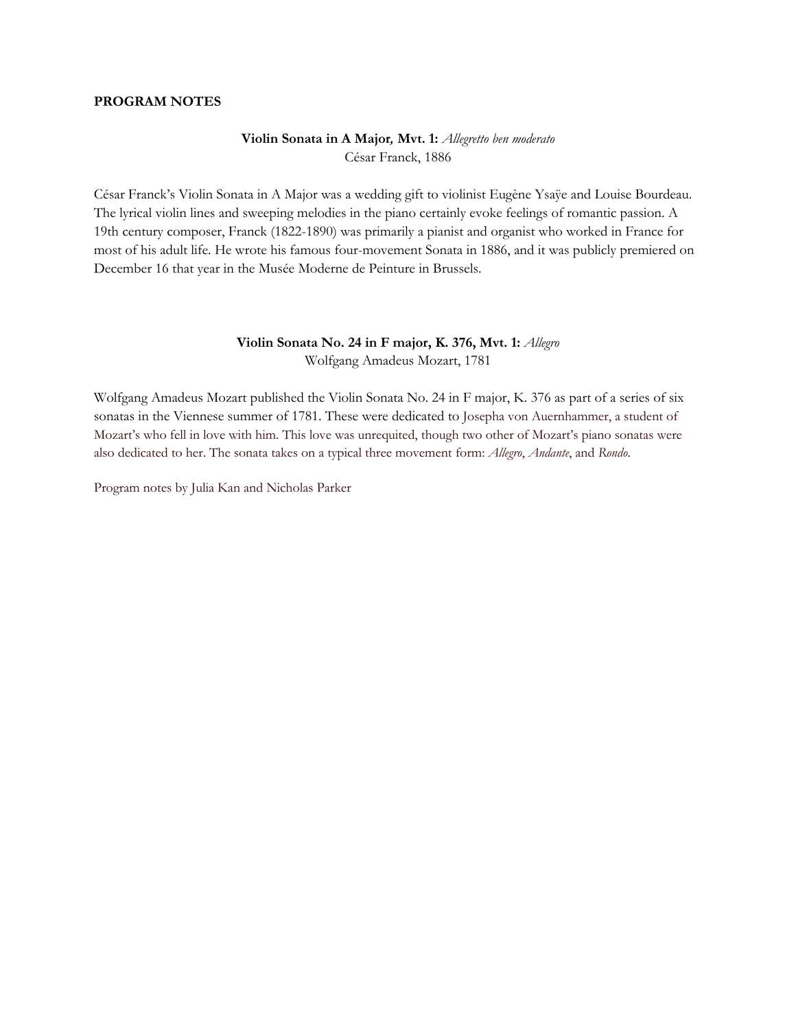**PROGRAM NOTES**

**Violin Sonata in A Major, Mvt. 1:** *Allegretto ben moderato*
César Franck, 1886

César Franck's Violin Sonata in A Major was a wedding gift to violinist Eugène Ysaÿe and Louise Bourdeau. The lyrical violin lines and sweeping melodies in the piano certainly evoke feelings of romantic passion. A 19th century composer, Franck (1822-1890) was primarily a pianist and organist who worked in France for most of his adult life. He wrote his famous four-movement Sonata in 1886, and it was publicly premiered on December 16 that year in the Musée Moderne de Peinture in Brussels.

**Violin Sonata No. 24 in F major, K. 376, Mvt. 1:** *Allegro*
Wolfgang Amadeus Mozart, 1781

Wolfgang Amadeus Mozart published the Violin Sonata No. 24 in F major, K. 376 as part of a series of six sonatas in the Viennese summer of 1781. These were dedicated to Josepha von Auernhammer, a student of Mozart's who fell in love with him. This love was unrequited, though two other of Mozart's piano sonatas were also dedicated to her. The sonata takes on a typical three movement form: *Allegro*, *Andante*, and *Rondo*.

Program notes by Julia Kan and Nicholas Parker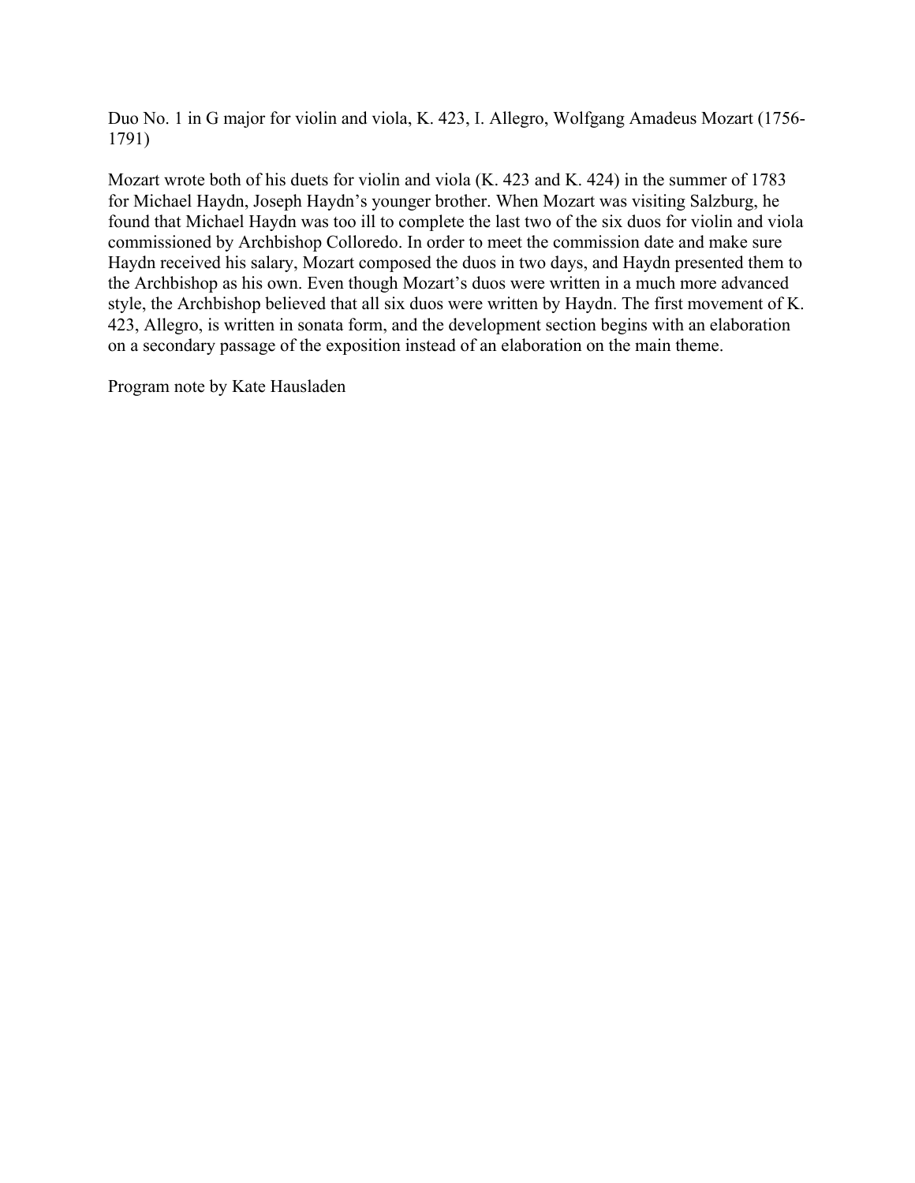Duo No. 1 in G major for violin and viola, K. 423, I. Allegro, Wolfgang Amadeus Mozart (1756-1791)

Mozart wrote both of his duets for violin and viola (K. 423 and K. 424) in the summer of 1783 for Michael Haydn, Joseph Haydn's younger brother. When Mozart was visiting Salzburg, he found that Michael Haydn was too ill to complete the last two of the six duos for violin and viola commissioned by Archbishop Colloredo. In order to meet the commission date and make sure Haydn received his salary, Mozart composed the duos in two days, and Haydn presented them to the Archbishop as his own. Even though Mozart's duos were written in a much more advanced style, the Archbishop believed that all six duos were written by Haydn. The first movement of K. 423, Allegro, is written in sonata form, and the development section begins with an elaboration on a secondary passage of the exposition instead of an elaboration on the main theme.

Program note by Kate Hausladen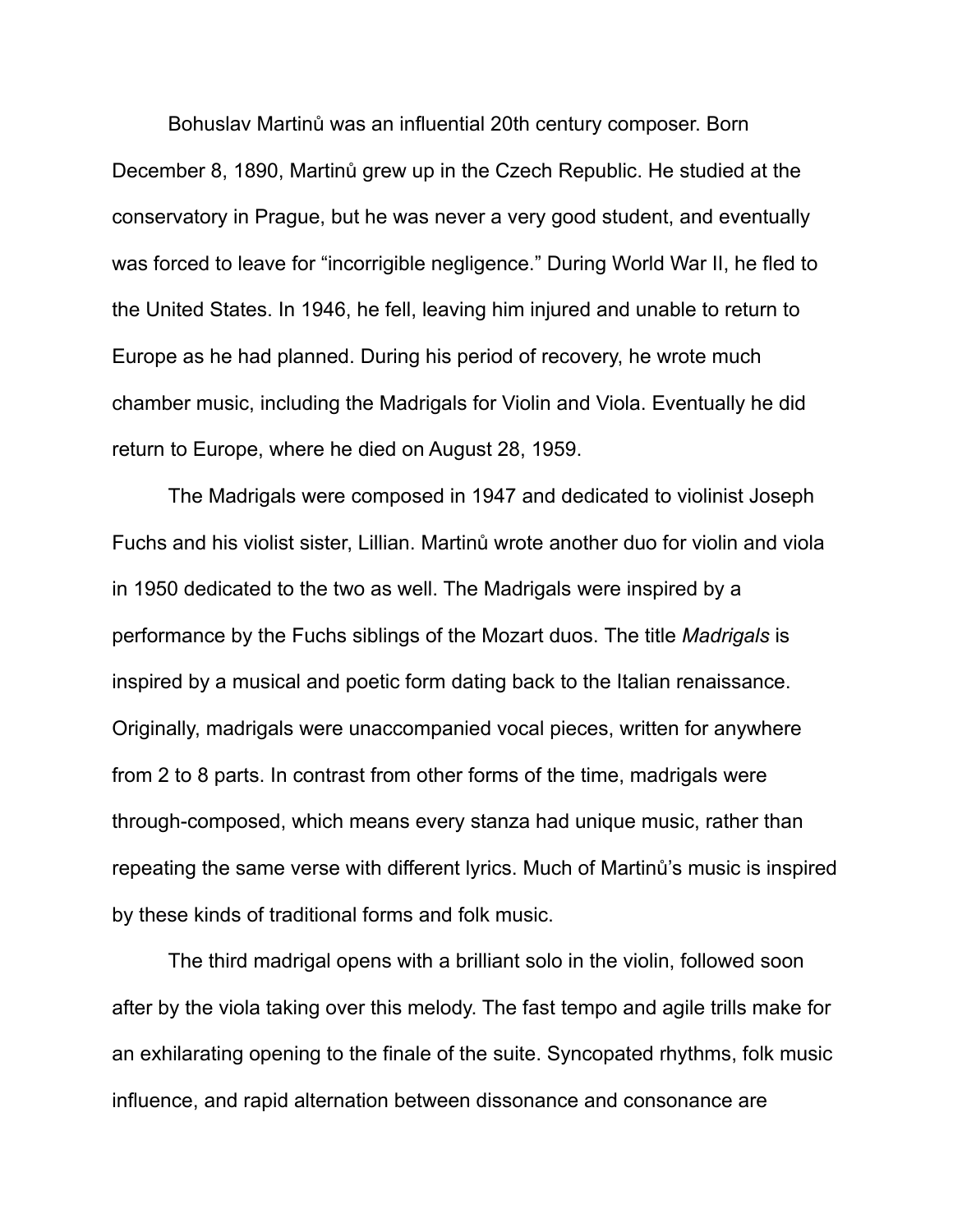Bohuslav Martinů was an influential 20th century composer. Born December 8, 1890, Martinů grew up in the Czech Republic. He studied at the conservatory in Prague, but he was never a very good student, and eventually was forced to leave for “incorrigible negligence.” During World War II, he fled to the United States. In 1946, he fell, leaving him injured and unable to return to Europe as he had planned. During his period of recovery, he wrote much chamber music, including the Madrigals for Violin and Viola. Eventually he did return to Europe, where he died on August 28, 1959.

The Madrigals were composed in 1947 and dedicated to violinist Joseph Fuchs and his violist sister, Lillian. Martinů wrote another duo for violin and viola in 1950 dedicated to the two as well. The Madrigals were inspired by a performance by the Fuchs siblings of the Mozart duos. The title *Madrigals* is inspired by a musical and poetic form dating back to the Italian renaissance. Originally, madrigals were unaccompanied vocal pieces, written for anywhere from 2 to 8 parts. In contrast from other forms of the time, madrigals were through-composed, which means every stanza had unique music, rather than repeating the same verse with different lyrics. Much of Martinů’s music is inspired by these kinds of traditional forms and folk music.

The third madrigal opens with a brilliant solo in the violin, followed soon after by the viola taking over this melody. The fast tempo and agile trills make for an exhilarating opening to the finale of the suite. Syncopated rhythms, folk music influence, and rapid alternation between dissonance and consonance are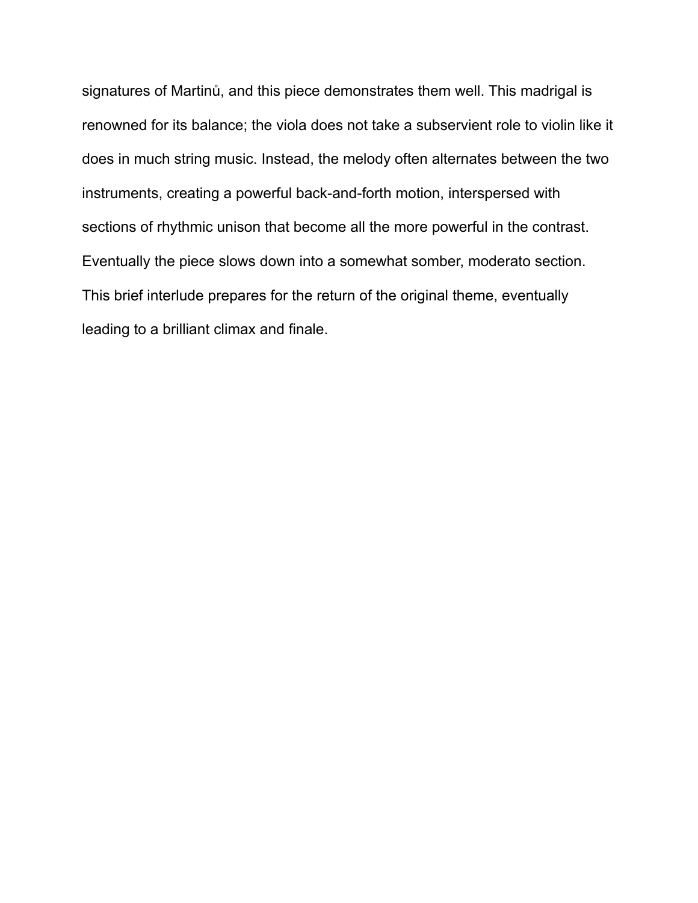signatures of Martinů, and this piece demonstrates them well. This madrigal is renowned for its balance; the viola does not take a subservient role to violin like it does in much string music. Instead, the melody often alternates between the two instruments, creating a powerful back-and-forth motion, interspersed with sections of rhythmic unison that become all the more powerful in the contrast. Eventually the piece slows down into a somewhat somber, moderato section. This brief interlude prepares for the return of the original theme, eventually leading to a brilliant climax and finale.